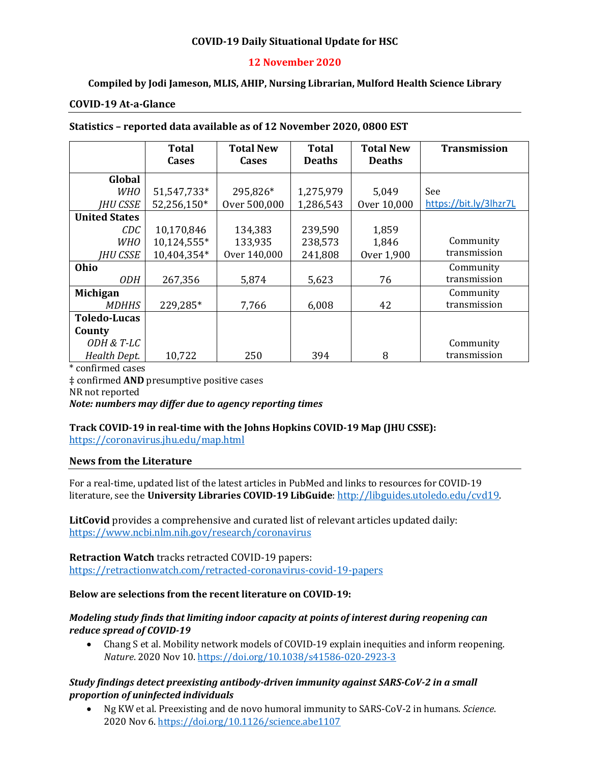**COVID-19 Daily Situational Update for HSC**

**12 November 2020**

**Compiled by Jodi Jameson, MLIS, AHIP, Nursing Librarian, Mulford Health Science Library**

## COVID-19 At-a-Glance

**Statistics – reported data available as of 12 November 2020, 0800 EST**

| | Total Cases | Total New Cases | Total Deaths | Total New Deaths | Transmission |
|---|---|---|---|---|---|
| **Global** | | | | | |
| *WHO* | 51,547,733* | 295,826* | 1,275,979 | 5,049 | See |
| *JHU CSSE* | 52,256,150* | Over 500,000 | 1,286,543 | Over 10,000 | https://bit.ly/3lhzr7L |
| **United States** | | | | | |
| *CDC* | 10,170,846 | 134,383 | 239,590 | 1,859 | |
| *WHO* | 10,124,555* | 133,935 | 238,573 | 1,846 | Community |
| *JHU CSSE* | 10,404,354* | Over 140,000 | 241,808 | Over 1,900 | transmission |
| **Ohio** | | | | | Community |
| *ODH* | 267,356 | 5,874 | 5,623 | 76 | transmission |
| **Michigan** | | | | | Community |
| *MDHHS* | 229,285* | 7,766 | 6,008 | 42 | transmission |
| **Toledo-Lucas County** | | | | | |
| *ODH & T-LC Health Dept.* | 10,722 | 250 | 394 | 8 | Community transmission |

\* confirmed cases
‡ confirmed **AND** presumptive positive cases
NR not reported
***Note: numbers may differ due to agency reporting times***

**Track COVID-19 in real-time with the Johns Hopkins COVID-19 Map (JHU CSSE):**
https://coronavirus.jhu.edu/map.html

## News from the Literature

For a real-time, updated list of the latest articles in PubMed and links to resources for COVID-19 literature, see the **University Libraries COVID-19 LibGuide**: http://libguides.utoledo.edu/cvd19.

**LitCovid** provides a comprehensive and curated list of relevant articles updated daily:
https://www.ncbi.nlm.nih.gov/research/coronavirus

**Retraction Watch** tracks retracted COVID-19 papers:
https://retractionwatch.com/retracted-coronavirus-covid-19-papers

**Below are selections from the recent literature on COVID-19:**

***Modeling study finds that limiting indoor capacity at points of interest during reopening can reduce spread of COVID-19***

- Chang S et al. Mobility network models of COVID-19 explain inequities and inform reopening. *Nature*. 2020 Nov 10. https://doi.org/10.1038/s41586-020-2923-3

***Study findings detect preexisting antibody-driven immunity against SARS-CoV-2 in a small proportion of uninfected individuals***

- Ng KW et al. Preexisting and de novo humoral immunity to SARS-CoV-2 in humans. *Science*. 2020 Nov 6. https://doi.org/10.1126/science.abe1107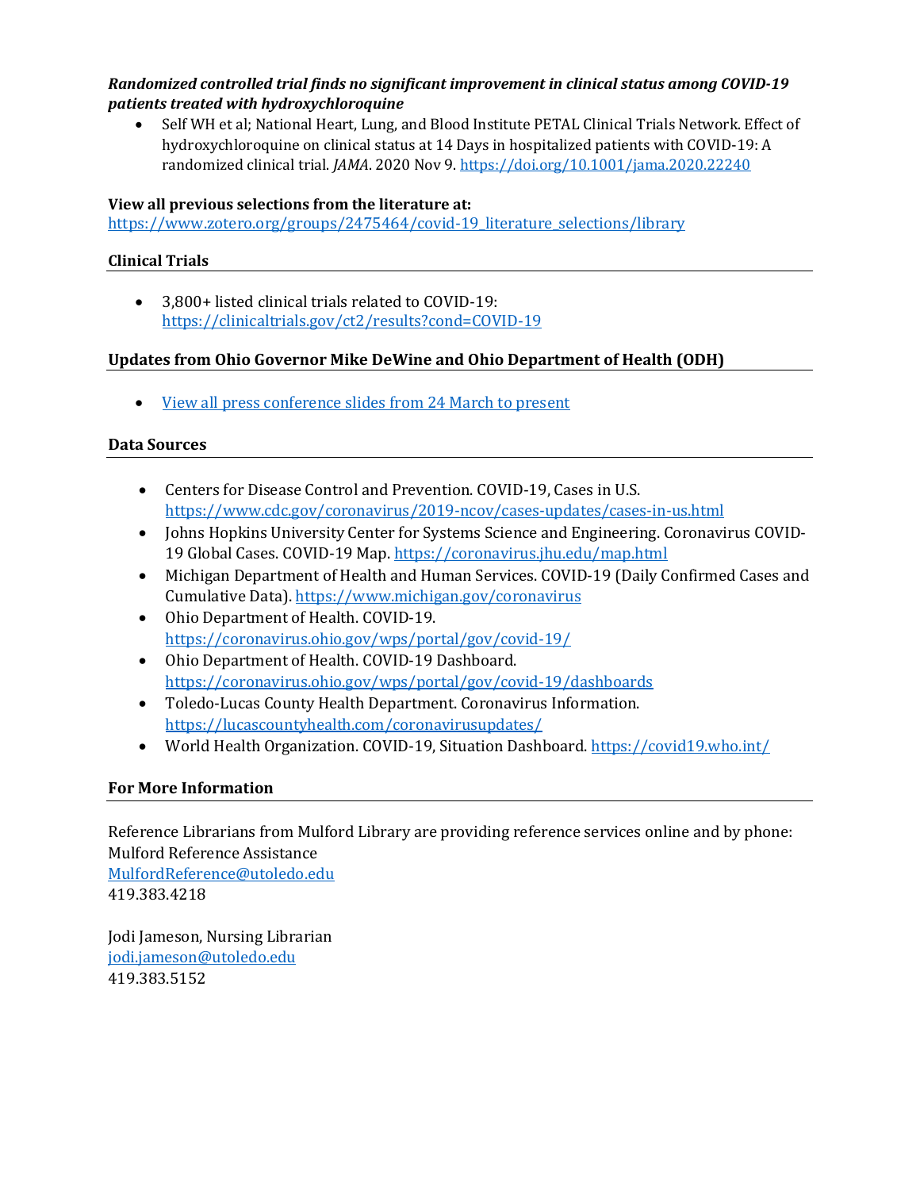***Randomized controlled trial finds no significant improvement in clinical status among COVID-19 patients treated with hydroxychloroquine***

- Self WH et al; National Heart, Lung, and Blood Institute PETAL Clinical Trials Network. Effect of hydroxychloroquine on clinical status at 14 Days in hospitalized patients with COVID-19: A randomized clinical trial. *JAMA*. 2020 Nov 9. https://doi.org/10.1001/jama.2020.22240

**View all previous selections from the literature at:**
https://www.zotero.org/groups/2475464/covid-19_literature_selections/library

## Clinical Trials

- 3,800+ listed clinical trials related to COVID-19: https://clinicaltrials.gov/ct2/results?cond=COVID-19

## Updates from Ohio Governor Mike DeWine and Ohio Department of Health (ODH)

- View all press conference slides from 24 March to present

## Data Sources

- Centers for Disease Control and Prevention. COVID-19, Cases in U.S. https://www.cdc.gov/coronavirus/2019-ncov/cases-updates/cases-in-us.html
- Johns Hopkins University Center for Systems Science and Engineering. Coronavirus COVID-19 Global Cases. COVID-19 Map. https://coronavirus.jhu.edu/map.html
- Michigan Department of Health and Human Services. COVID-19 (Daily Confirmed Cases and Cumulative Data). https://www.michigan.gov/coronavirus
- Ohio Department of Health. COVID-19. https://coronavirus.ohio.gov/wps/portal/gov/covid-19/
- Ohio Department of Health. COVID-19 Dashboard. https://coronavirus.ohio.gov/wps/portal/gov/covid-19/dashboards
- Toledo-Lucas County Health Department. Coronavirus Information. https://lucascountyhealth.com/coronavirusupdates/
- World Health Organization. COVID-19, Situation Dashboard. https://covid19.who.int/

## For More Information

Reference Librarians from Mulford Library are providing reference services online and by phone:
Mulford Reference Assistance
MulfordReference@utoledo.edu
419.383.4218

Jodi Jameson, Nursing Librarian
jodi.jameson@utoledo.edu
419.383.5152